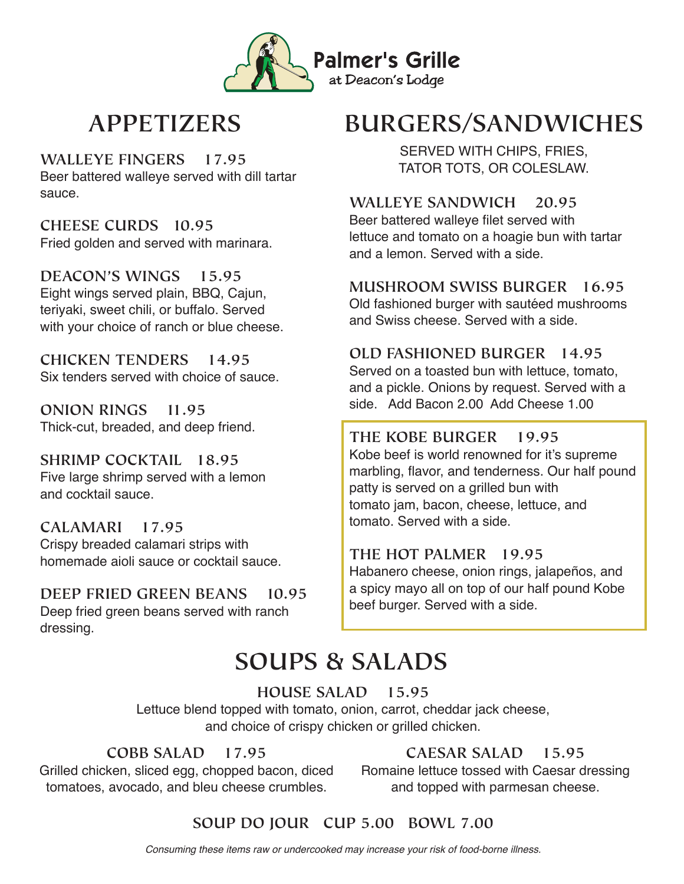# Palmer's Grille

at Deacon's Lodge

## APPETIZERS

### WALLEYE FINGERS 17.95
Beer battered walleye served with dill tartar sauce.

### CHEESE CURDS 10.95
Fried golden and served with marinara.

### DEACON'S WINGS 15.95
Eight wings served plain, BBQ, Cajun, teriyaki, sweet chili, or buffalo. Served with your choice of ranch or blue cheese.

### CHICKEN TENDERS 14.95
Six tenders served with choice of sauce.

### ONION RINGS 11.95
Thick-cut, breaded, and deep friend.

### SHRIMP COCKTAIL 18.95
Five large shrimp served with a lemon and cocktail sauce.

### CALAMARI 17.95
Crispy breaded calamari strips with homemade aioli sauce or cocktail sauce.

### DEEP FRIED GREEN BEANS 10.95
Deep fried green beans served with ranch dressing.

## BURGERS/SANDWICHES

SERVED WITH CHIPS, FRIES, TATOR TOTS, OR COLESLAW.

### WALLEYE SANDWICH 20.95
Beer battered walleye filet served with lettuce and tomato on a hoagie bun with tartar and a lemon. Served with a side.

### MUSHROOM SWISS BURGER 16.95
Old fashioned burger with sautéed mushrooms and Swiss cheese. Served with a side.

### OLD FASHIONED BURGER 14.95
Served on a toasted bun with lettuce, tomato, and a pickle. Onions by request. Served with a side. Add Bacon 2.00 Add Cheese 1.00

### THE KOBE BURGER 19.95
Kobe beef is world renowned for it's supreme marbling, flavor, and tenderness. Our half pound patty is served on a grilled bun with tomato jam, bacon, cheese, lettuce, and tomato. Served with a side.

### THE HOT PALMER 19.95
Habanero cheese, onion rings, jalapeños, and a spicy mayo all on top of our half pound Kobe beef burger. Served with a side.

## SOUPS & SALADS

### HOUSE SALAD 15.95
Lettuce blend topped with tomato, onion, carrot, cheddar jack cheese, and choice of crispy chicken or grilled chicken.

### COBB SALAD 17.95
Grilled chicken, sliced egg, chopped bacon, diced tomatoes, avocado, and bleu cheese crumbles.

### CAESAR SALAD 15.95
Romaine lettuce tossed with Caesar dressing and topped with parmesan cheese.

### SOUP DO JOUR CUP 5.00 BOWL 7.00

*Consuming these items raw or undercooked may increase your risk of food-borne illness.*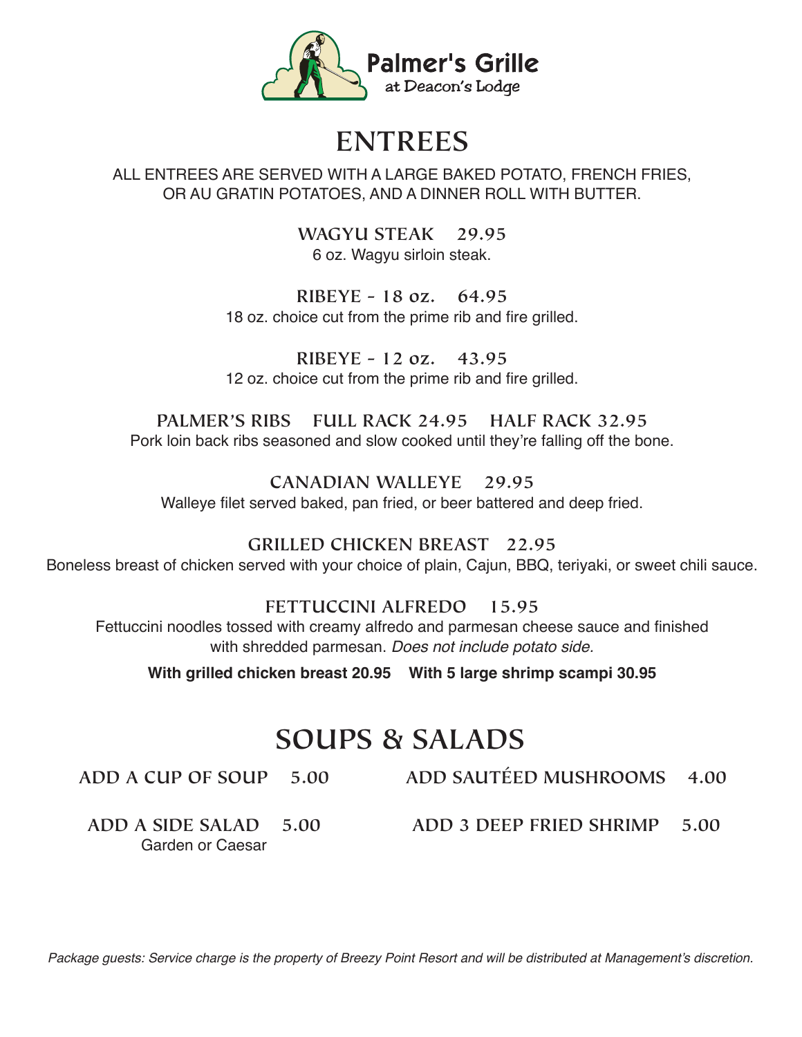Palmer's Grille
at Deacon's Lodge

# ENTREES

ALL ENTREES ARE SERVED WITH A LARGE BAKED POTATO, FRENCH FRIES, OR AU GRATIN POTATOES, AND A DINNER ROLL WITH BUTTER.

### WAGYU STEAK 29.95

6 oz. Wagyu sirloin steak.

### RIBEYE - 18 oz. 64.95

18 oz. choice cut from the prime rib and fire grilled.

### RIBEYE - 12 oz. 43.95

12 oz. choice cut from the prime rib and fire grilled.

### PALMER'S RIBS FULL RACK 24.95 HALF RACK 32.95

Pork loin back ribs seasoned and slow cooked until they're falling off the bone.

### CANADIAN WALLEYE 29.95

Walleye filet served baked, pan fried, or beer battered and deep fried.

### GRILLED CHICKEN BREAST 22.95

Boneless breast of chicken served with your choice of plain, Cajun, BBQ, teriyaki, or sweet chili sauce.

### FETTUCCINI ALFREDO 15.95

Fettuccini noodles tossed with creamy alfredo and parmesan cheese sauce and finished with shredded parmesan. *Does not include potato side.*

**With grilled chicken breast 20.95 With 5 large shrimp scampi 30.95**

# SOUPS & SALADS

### ADD A CUP OF SOUP 5.00

### ADD SAUTÉED MUSHROOMS 4.00

### ADD A SIDE SALAD 5.00

Garden or Caesar

### ADD 3 DEEP FRIED SHRIMP 5.00

*Package guests: Service charge is the property of Breezy Point Resort and will be distributed at Management's discretion.*